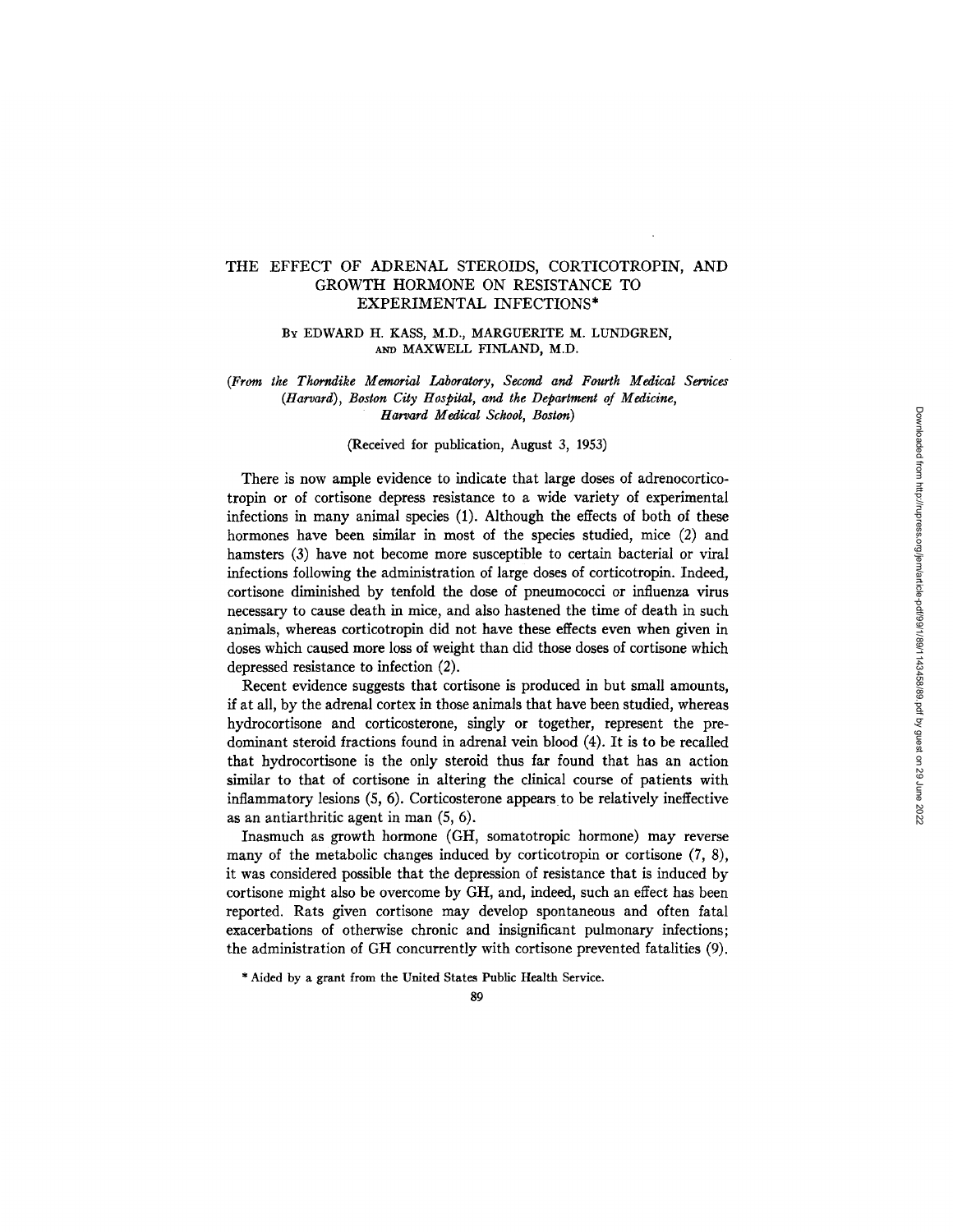# THE EFFECT OF ADRENAL STEROIDS, CORTICOTROPIN, AND GROWTH HORMONE ON RESISTANCE TO EXPERIMENTAL INFECTIONS*

By EDWARD H. KASS, M.D., MARGUERITE M. LUNDGREN, AND MAXWELL FINLAND, M.D.

*(From the Thorndike Memorial Laboratory, Second and Fourth Medical Services (Harvard), Boston City Hospital, and the Department of Medicine, Harvard Medical School, Boston)*

(Received for publication, August 3, 1953)

There is now ample evidence to indicate that large doses of adrenocorticotropin or of cortisone depress resistance to a wide variety of experimental infections in many animal species (1). Although the effects of both of these hormones have been similar in most of the species studied, mice (2) and hamsters (3) have not become more susceptible to certain bacterial or viral infections following the administration of large doses of corticotropin. Indeed, cortisone diminished by tenfold the dose of pneumococci or influenza virus necessary to cause death in mice, and also hastened the time of death in such animals, whereas corticotropin did not have these effects even when given in doses which caused more loss of weight than did those doses of cortisone which depressed resistance to infection (2).

Recent evidence suggests that cortisone is produced in but small amounts, if at all, by the adrenal cortex in those animals that have been studied, whereas hydrocortisone and corticosterone, singly or together, represent the predominant steroid fractions found in adrenal vein blood (4). It is to be recalled that hydrocortisone is the only steroid thus far found that has an action similar to that of cortisone in altering the clinical course of patients with inflammatory lesions (5, 6). Corticosterone appears to be relatively ineffective as an antiarthritic agent in man (5, 6).

Inasmuch as growth hormone (GH, somatotropic hormone) may reverse many of the metabolic changes induced by corticotropin or cortisone (7, 8), it was considered possible that the depression of resistance that is induced by cortisone might also be overcome by GH, and, indeed, such an effect has been reported. Rats given cortisone may develop spontaneous and often fatal exacerbations of otherwise chronic and insignificant pulmonary infections; the administration of GH concurrently with cortisone prevented fatalities (9).

\* Aided by a grant from the United States Public Health Service.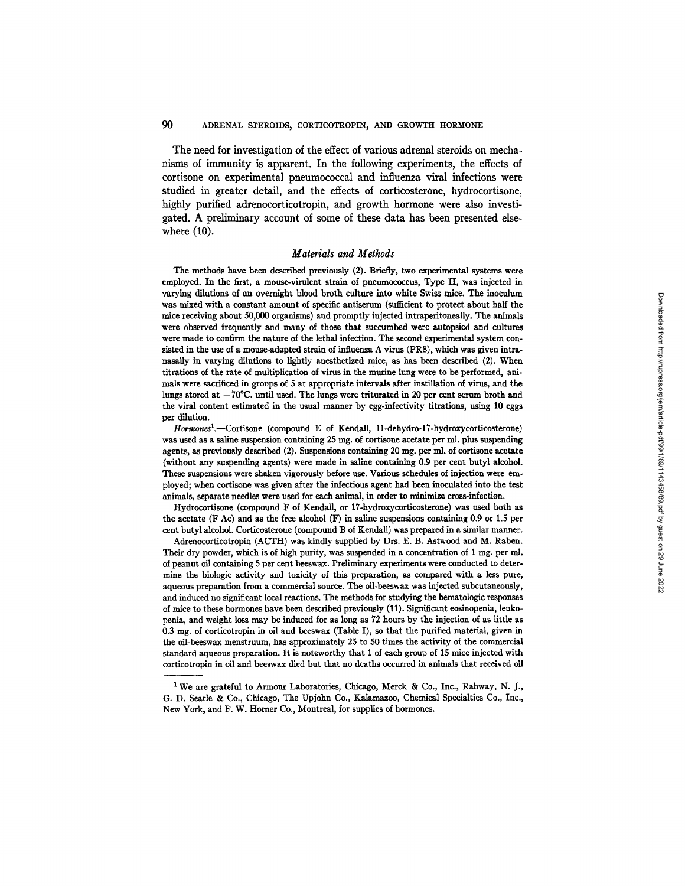The need for investigation of the effect of various adrenal steroids on mechanisms of immunity is apparent. In the following experiments, the effects of cortisone on experimental pneumococcal and influenza viral infections were studied in greater detail, and the effects of corticosterone, hydrocortisone, highly purified adrenocorticotropin, and growth hormone were also investigated. A preliminary account of some of these data has been presented elsewhere (10).

## *Materials and Methods*

The methods have been described previously (2). Briefly, two experimental systems were employed. In the first, a mouse-virulent strain of pneumococcus, Type II, was injected in varying dilutions of an overnight blood broth culture into white Swiss mice. The inoculum was mixed with a constant amount of specific antiserum (sufficient to protect about half the mice receiving about 50,000 organisms) and promptly injected intraperitoneally. The animals were observed frequently and many of those that succumbed were autopsied and cultures were made to confirm the nature of the lethal infection. The second experimental system consisted in the use of a mouse-adapted strain of influenza A virus (PR8), which was given intranasally in varying dilutions to lightly anesthetized mice, as has been described (2). When titrations of the rate of multiplication of virus in the murine lung were to be performed, animals were sacrificed in groups of 5 at appropriate intervals after instillation of virus, and the lungs stored at −70°C. until used. The lungs were triturated in 20 per cent serum broth and the viral content estimated in the usual manner by egg-infectivity titrations, using 10 eggs per dilution.

*Hormones*[1].—Cortisone (compound E of Kendall, 11-dehydro-17-hydroxycorticosterone) was used as a saline suspension containing 25 mg. of cortisone acetate per ml. plus suspending agents, as previously described (2). Suspensions containing 20 mg. per ml. of cortisone acetate (without any suspending agents) were made in saline containing 0.9 per cent butyl alcohol. These suspensions were shaken vigorously before use. Various schedules of injection were employed; when cortisone was given after the infectious agent had been inoculated into the test animals, separate needles were used for each animal, in order to minimize cross-infection.

Hydrocortisone (compound F of Kendall, or 17-hydroxycorticosterone) was used both as the acetate (F Ac) and as the free alcohol (F) in saline suspensions containing 0.9 or 1.5 per cent butyl alcohol. Corticosterone (compound B of Kendall) was prepared in a similar manner.

Adrenocorticotropin (ACTH) was kindly supplied by Drs. E. B. Astwood and M. Raben. Their dry powder, which is of high purity, was suspended in a concentration of 1 mg. per ml. of peanut oil containing 5 per cent beeswax. Preliminary experiments were conducted to determine the biologic activity and toxicity of this preparation, as compared with a less pure, aqueous preparation from a commercial source. The oil-beeswax was injected subcutaneously, and induced no significant local reactions. The methods for studying the hematologic responses of mice to these hormones have been described previously (11). Significant eosinopenia, leukopenia, and weight loss may be induced for as long as 72 hours by the injection of as little as 0.3 mg. of corticotropin in oil and beeswax (Table I), so that the purified material, given in the oil-beeswax menstruum, has approximately 25 to 50 times the activity of the commercial standard aqueous preparation. It is noteworthy that 1 of each group of 15 mice injected with corticotropin in oil and beeswax died but that no deaths occurred in animals that received oil

---

[1] We are grateful to Armour Laboratories, Chicago, Merck & Co., Inc., Rahway, N. J., G. D. Searle & Co., Chicago, The Upjohn Co., Kalamazoo, Chemical Specialties Co., Inc., New York, and F. W. Horner Co., Montreal, for supplies of hormones.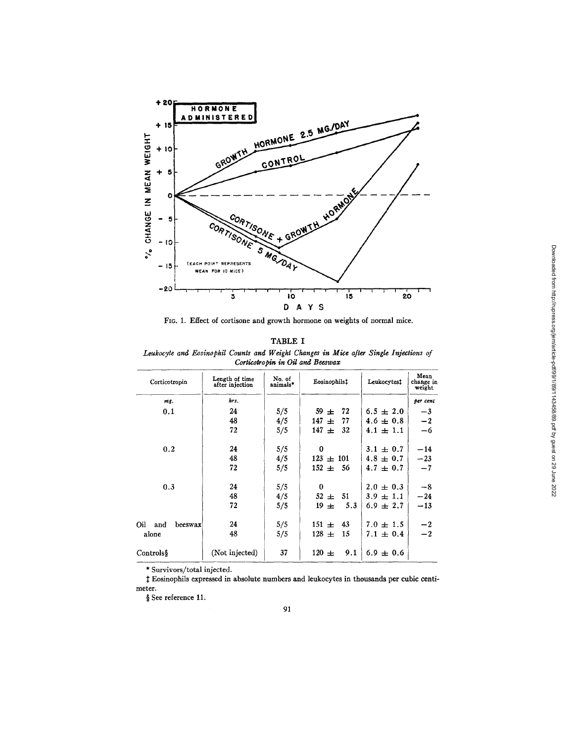FIG. 1. Effect of cortisone and growth hormone on weights of normal mice.

TABLE I

*Leukocyte and Eosinophil Counts and Weight Changes in Mice after Single Injections of Corticotropin in Oil and Beeswax*

| Corticotropin | Length of time after injection | No. of animals* | Eosinophils‡ | Leukocytes‡ | Mean change in weight |
|---|---|---|---|---|---|
| *mg.* | *hrs.* | | | | *per cent* |
| 0.1 | 24 | 5/5 | 59 ± 72 | 6.5 ± 2.0 | −3 |
| | 48 | 4/5 | 147 ± 77 | 4.6 ± 0.8 | −2 |
| | 72 | 5/5 | 147 ± 32 | 4.1 ± 1.1 | −6 |
| 0.2 | 24 | 5/5 | 0 | 3.1 ± 0.7 | −14 |
| | 48 | 4/5 | 123 ± 101 | 4.8 ± 0.7 | −23 |
| | 72 | 5/5 | 152 ± 56 | 4.7 ± 0.7 | −7 |
| 0.3 | 24 | 5/5 | 0 | 2.0 ± 0.3 | −8 |
| | 48 | 4/5 | 52 ± 51 | 3.9 ± 1.1 | −24 |
| | 72 | 5/5 | 19 ± 5.3 | 6.9 ± 2.7 | −13 |
| Oil and beeswax alone | 24 | 5/5 | 151 ± 43 | 7.0 ± 1.5 | −2 |
| | 48 | 5/5 | 128 ± 15 | 7.1 ± 0.4 | −2 |
| Controls§ | (Not injected) | 37 | 120 ± 9.1 | 6.9 ± 0.6 | |

\* Survivors/total injected.

‡ Eosinophils expressed in absolute numbers and leukocytes in thousands per cubic centimeter.

§ See reference 11.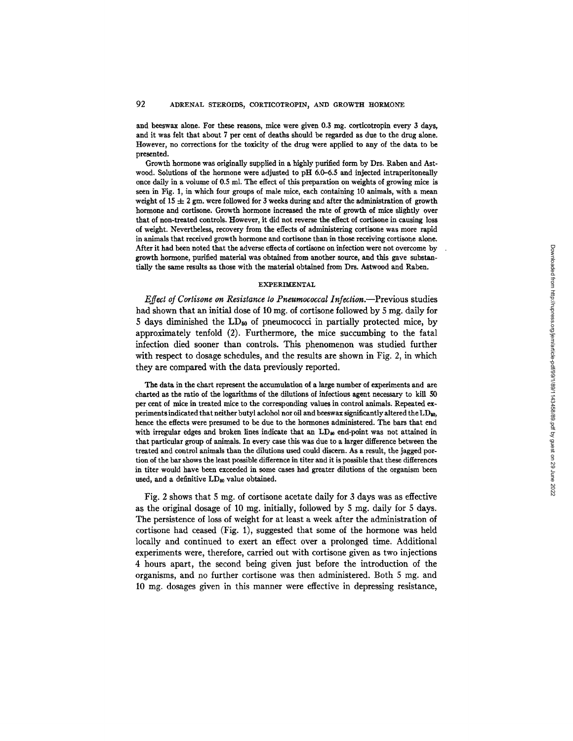and beeswax alone. For these reasons, mice were given 0.3 mg. corticotropin every 3 days, and it was felt that about 7 per cent of deaths should be regarded as due to the drug alone. However, no corrections for the toxicity of the drug were applied to any of the data to be presented.

Growth hormone was originally supplied in a highly purified form by Drs. Raben and Astwood. Solutions of the hormone were adjusted to pH 6.0–6.5 and injected intraperitoneally once daily in a volume of 0.5 ml. The effect of this preparation on weights of growing mice is seen in Fig. 1, in which four groups of male mice, each containing 10 animals, with a mean weight of 15 ± 2 gm. were followed for 3 weeks during and after the administration of growth hormone and cortisone. Growth hormone increased the rate of growth of mice slightly over that of non-treated controls. However, it did not reverse the effect of cortisone in causing loss of weight. Nevertheless, recovery from the effects of administering cortisone was more rapid in animals that received growth hormone and cortisone than in those receiving cortisone alone. After it had been noted that the adverse effects of cortisone on infection were not overcome by growth hormone, purified material was obtained from another source, and this gave substantially the same results as those with the material obtained from Drs. Astwood and Raben.

## EXPERIMENTAL

*Effect of Cortisone on Resistance to Pneumococcal Infection.*—Previous studies had shown that an initial dose of 10 mg. of cortisone followed by 5 mg. daily for 5 days diminished the $LD_{50}$ of pneumococci in partially protected mice, by approximately tenfold (2). Furthermore, the mice succumbing to the fatal infection died sooner than controls. This phenomenon was studied further with respect to dosage schedules, and the results are shown in Fig. 2, in which they are compared with the data previously reported.

The data in the chart represent the accumulation of a large number of experiments and are charted as the ratio of the logarithms of the dilutions of infectious agent necessary to kill 50 per cent of mice in treated mice to the corresponding values in control animals. Repeated experiments indicated that neither butyl aclohol nor oil and beeswax significantly altered the $LD_{50}$, hence the effects were presumed to be due to the hormones administered. The bars that end with irregular edges and broken lines indicate that an $LD_{50}$ end-point was not attained in that particular group of animals. In every case this was due to a larger difference between the treated and control animals than the dilutions used could discern. As a result, the jagged portion of the bar shows the least possible difference in titer and it is possible that these differences in titer would have been exceeded in some cases had greater dilutions of the organism been used, and a definitive $LD_{50}$ value obtained.

Fig. 2 shows that 5 mg. of cortisone acetate daily for 3 days was as effective as the original dosage of 10 mg. initially, followed by 5 mg. daily for 5 days. The persistence of loss of weight for at least a week after the administration of cortisone had ceased (Fig. 1), suggested that some of the hormone was held locally and continued to exert an effect over a prolonged time. Additional experiments were, therefore, carried out with cortisone given as two injections 4 hours apart, the second being given just before the introduction of the organisms, and no further cortisone was then administered. Both 5 mg. and 10 mg. dosages given in this manner were effective in depressing resistance,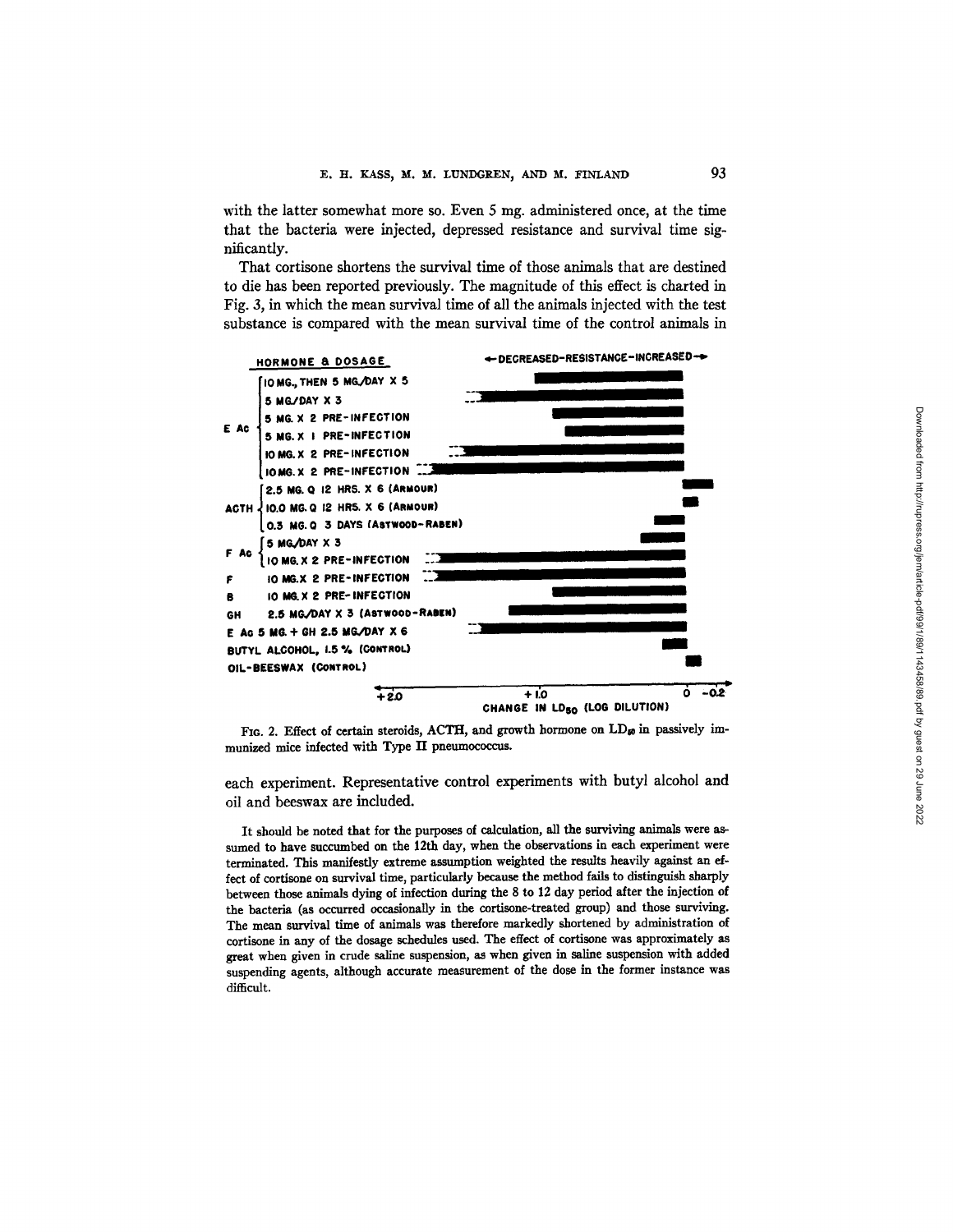with the latter somewhat more so. Even 5 mg. administered once, at the time that the bacteria were injected, depressed resistance and survival time significantly.

That cortisone shortens the survival time of those animals that are destined to die has been reported previously. The magnitude of this effect is charted in Fig. 3, in which the mean survival time of all the animals injected with the test substance is compared with the mean survival time of the control animals in each experiment. Representative control experiments with butyl alcohol and oil and beeswax are included.

FIG. 2. Effect of certain steroids, ACTH, and growth hormone on $LD_{50}$ in passively immunized mice infected with Type II pneumococcus.

It should be noted that for the purposes of calculation, all the surviving animals were assumed to have succumbed on the 12th day, when the observations in each experiment were terminated. This manifestly extreme assumption weighted the results heavily against an effect of cortisone on survival time, particularly because the method fails to distinguish sharply between those animals dying of infection during the 8 to 12 day period after the injection of the bacteria (as occurred occasionally in the cortisone-treated group) and those surviving. The mean survival time of animals was therefore markedly shortened by administration of cortisone in any of the dosage schedules used. The effect of cortisone was approximately as great when given in crude saline suspension, as when given in saline suspension with added suspending agents, although accurate measurement of the dose in the former instance was difficult.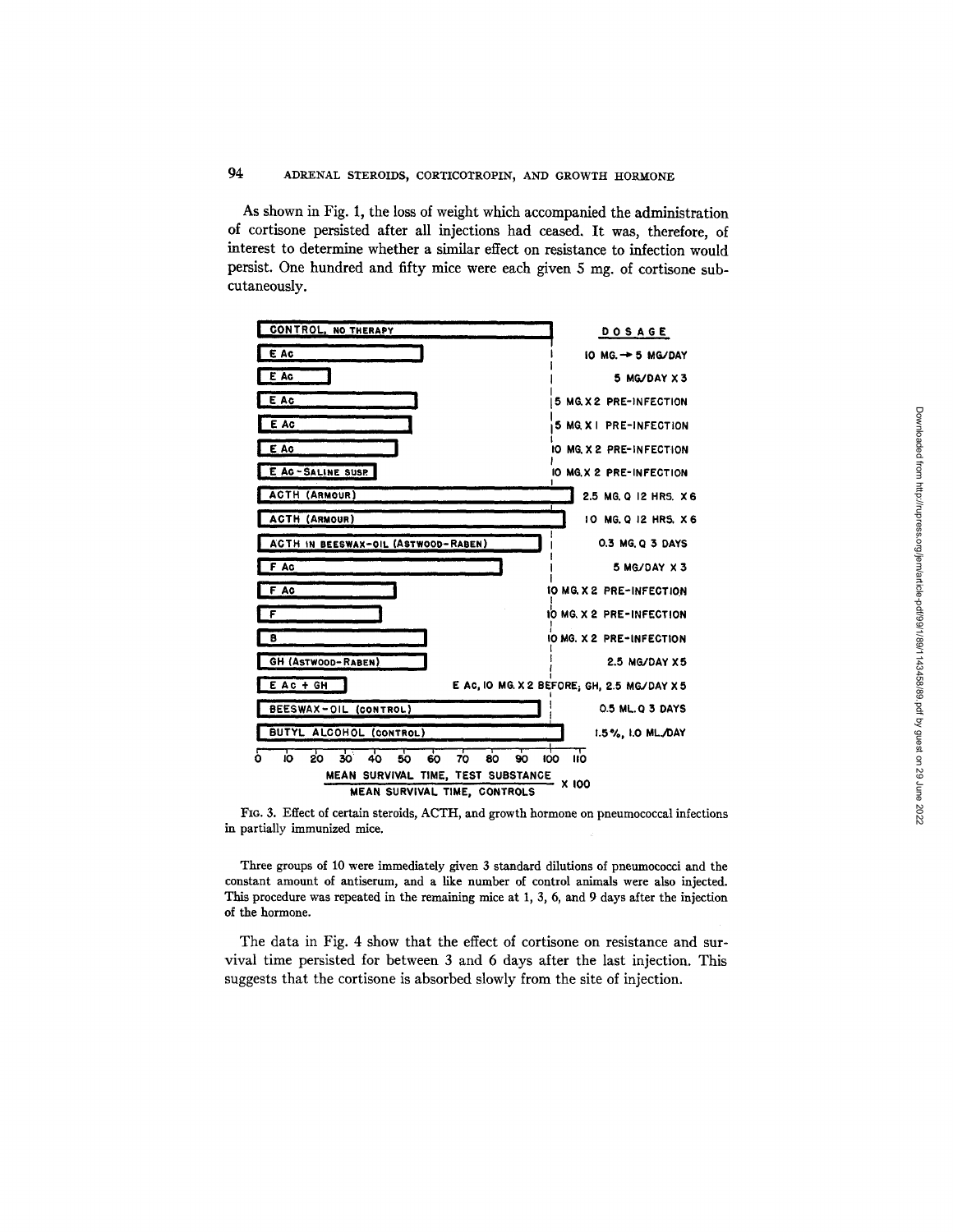As shown in Fig. 1, the loss of weight which accompanied the administration of cortisone persisted after all injections had ceased. It was, therefore, of interest to determine whether a similar effect on resistance to infection would persist. One hundred and fifty mice were each given 5 mg. of cortisone subcutaneously.

| Substance | Dosage |
| --- | --- |
| CONTROL, NO THERAPY | |
| E Ac | 10 MG. → 5 MG/DAY |
| E Ac | 5 MG/DAY X 3 |
| E Ac | 5 MG. X 2 PRE-INFECTION |
| E Ac | 5 MG. X 1 PRE-INFECTION |
| E Ac | 10 MG. X 2 PRE-INFECTION |
| E Ac-SALINE SUSP. | 10 MG. X 2 PRE-INFECTION |
| ACTH (ARMOUR) | 2.5 MG. Q 12 HRS. X 6 |
| ACTH (ARMOUR) | 10 MG. Q 12 HRS. X 6 |
| ACTH IN BEESWAX-OIL (ASTWOOD-RABEN) | 0.3 MG. Q 3 DAYS |
| F Ac | 5 MG/DAY X 3 |
| F Ac | 10 MG. X 2 PRE-INFECTION |
| F | 10 MG. X 2 PRE-INFECTION |
| B | 10 MG. X 2 PRE-INFECTION |
| GH (ASTWOOD-RABEN) | 2.5 MG/DAY X 5 |
| E Ac + GH | E Ac, 10 MG. X 2 BEFORE; GH, 2.5 MG/DAY X 5 |
| BEESWAX-OIL (CONTROL) | 0.5 ML. Q 3 DAYS |
| BUTYL ALCOHOL (CONTROL) | 1.5 %, 1.0 ML./DAY |

X-axis: $\frac{\text{MEAN SURVIVAL TIME, TEST SUBSTANCE}}{\text{MEAN SURVIVAL TIME, CONTROLS}} \times 100$

FIG. 3. Effect of certain steroids, ACTH, and growth hormone on pneumococcal infections in partially immunized mice.

Three groups of 10 were immediately given 3 standard dilutions of pneumococci and the constant amount of antiserum, and a like number of control animals were also injected. This procedure was repeated in the remaining mice at 1, 3, 6, and 9 days after the injection of the hormone.

The data in Fig. 4 show that the effect of cortisone on resistance and survival time persisted for between 3 and 6 days after the last injection. This suggests that the cortisone is absorbed slowly from the site of injection.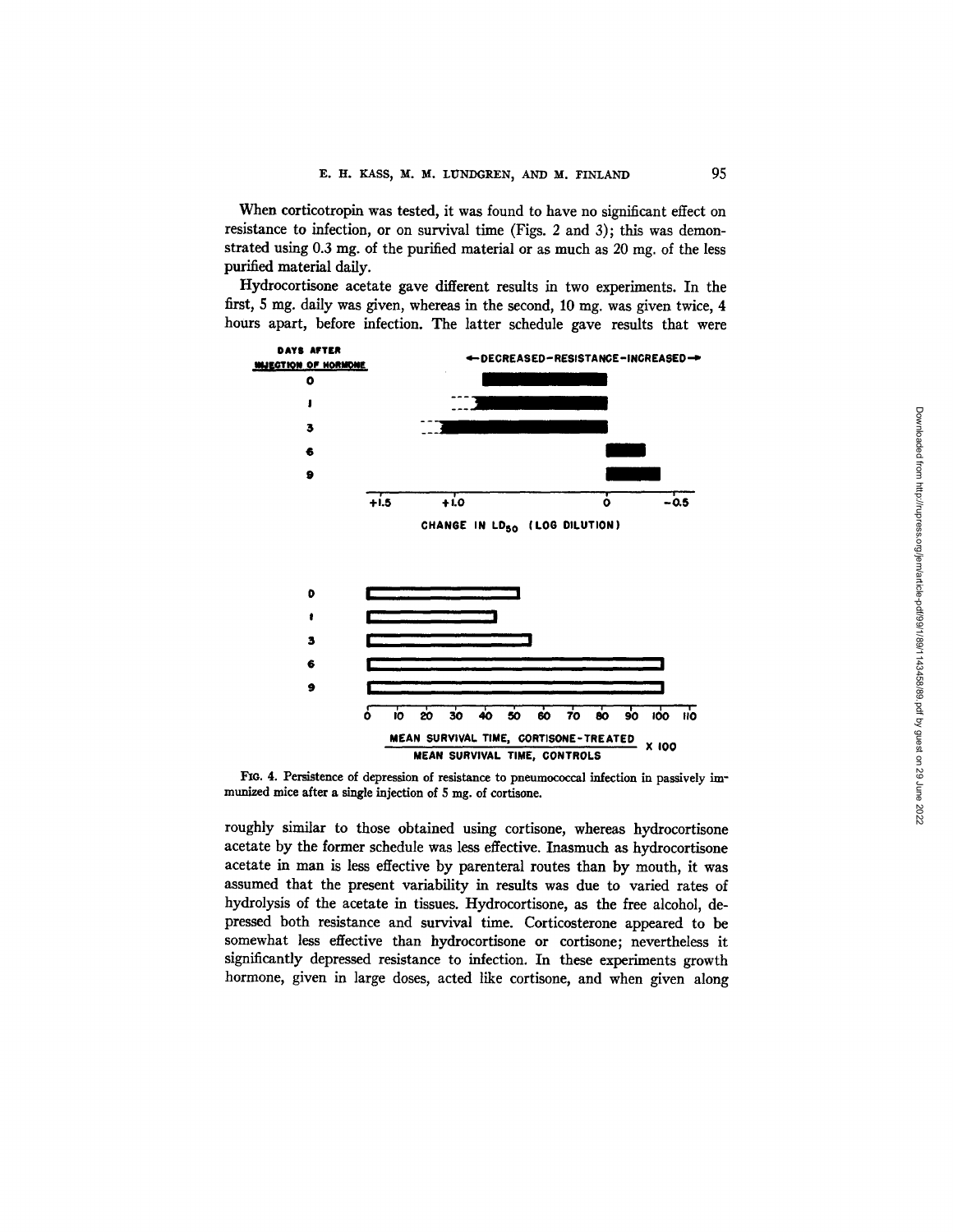When corticotropin was tested, it was found to have no significant effect on resistance to infection, or on survival time (Figs. 2 and 3); this was demonstrated using 0.3 mg. of the purified material or as much as 20 mg. of the less purified material daily.

Hydrocortisone acetate gave different results in two experiments. In the first, 5 mg. daily was given, whereas in the second, 10 mg. was given twice, 4 hours apart, before infection. The latter schedule gave results that were roughly similar to those obtained using cortisone, whereas hydrocortisone acetate by the former schedule was less effective. Inasmuch as hydrocortisone acetate in man is less effective by parenteral routes than by mouth, it was assumed that the present variability in results was due to varied rates of hydrolysis of the acetate in tissues. Hydrocortisone, as the free alcohol, depressed both resistance and survival time. Corticosterone appeared to be somewhat less effective than hydrocortisone or cortisone; nevertheless it significantly depressed resistance to infection. In these experiments growth hormone, given in large doses, acted like cortisone, and when given along

FIG. 4. Persistence of depression of resistance to pneumococcal infection in passively immunized mice after a single injection of 5 mg. of cortisone.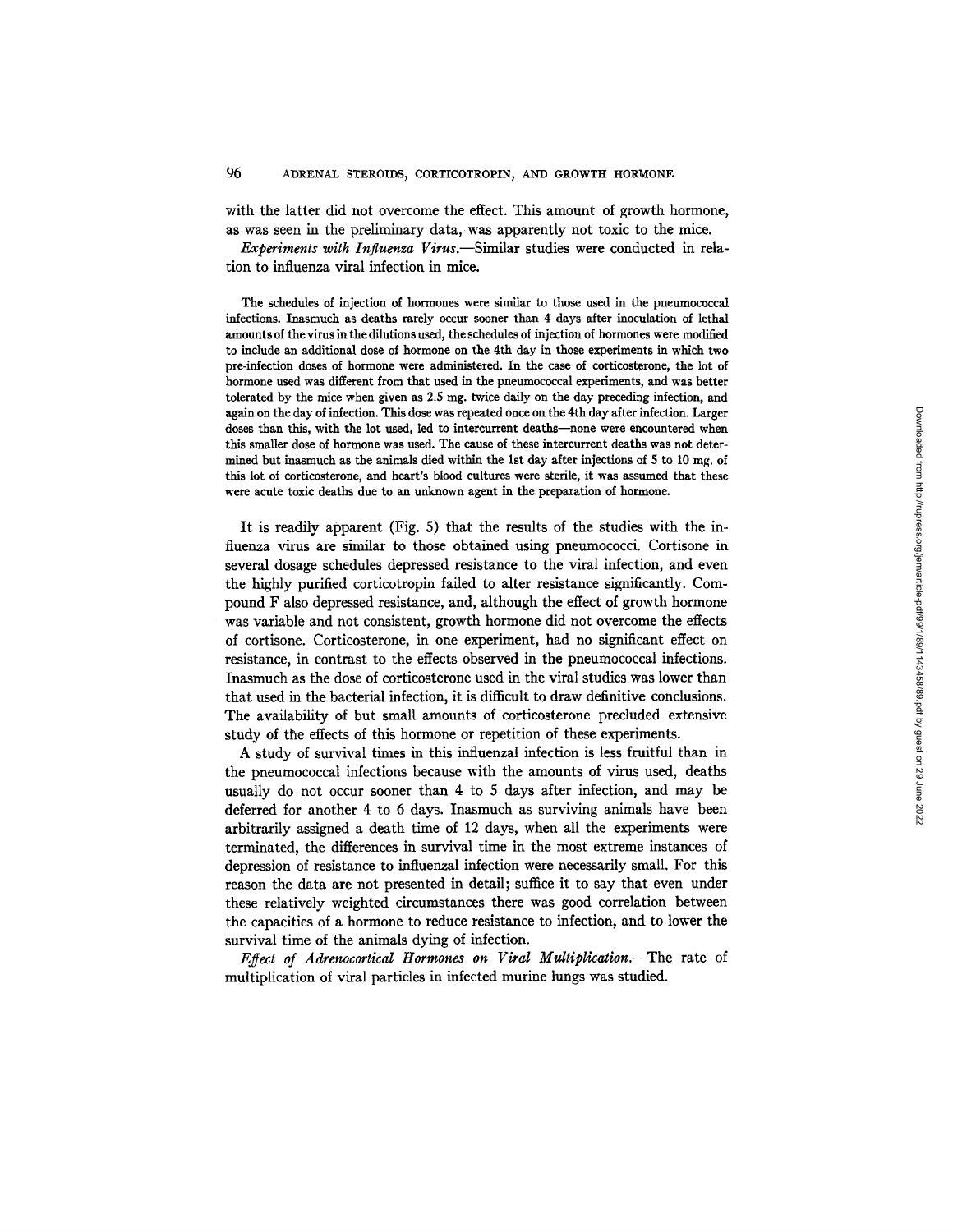with the latter did not overcome the effect. This amount of growth hormone, as was seen in the preliminary data, was apparently not toxic to the mice.

*Experiments with Influenza Virus.*—Similar studies were conducted in relation to influenza viral infection in mice.

The schedules of injection of hormones were similar to those used in the pneumococcal infections. Inasmuch as deaths rarely occur sooner than 4 days after inoculation of lethal amounts of the virus in the dilutions used, the schedules of injection of hormones were modified to include an additional dose of hormone on the 4th day in those experiments in which two pre-infection doses of hormone were administered. In the case of corticosterone, the lot of hormone used was different from that used in the pneumococcal experiments, and was better tolerated by the mice when given as 2.5 mg. twice daily on the day preceding infection, and again on the day of infection. This dose was repeated once on the 4th day after infection. Larger doses than this, with the lot used, led to intercurrent deaths—none were encountered when this smaller dose of hormone was used. The cause of these intercurrent deaths was not determined but inasmuch as the animals died within the 1st day after injections of 5 to 10 mg. of this lot of corticosterone, and heart's blood cultures were sterile, it was assumed that these were acute toxic deaths due to an unknown agent in the preparation of hormone.

It is readily apparent (Fig. 5) that the results of the studies with the influenza virus are similar to those obtained using pneumococci. Cortisone in several dosage schedules depressed resistance to the viral infection, and even the highly purified corticotropin failed to alter resistance significantly. Compound F also depressed resistance, and, although the effect of growth hormone was variable and not consistent, growth hormone did not overcome the effects of cortisone. Corticosterone, in one experiment, had no significant effect on resistance, in contrast to the effects observed in the pneumococcal infections. Inasmuch as the dose of corticosterone used in the viral studies was lower than that used in the bacterial infection, it is difficult to draw definitive conclusions. The availability of but small amounts of corticosterone precluded extensive study of the effects of this hormone or repetition of these experiments.

A study of survival times in this influenzal infection is less fruitful than in the pneumococcal infections because with the amounts of virus used, deaths usually do not occur sooner than 4 to 5 days after infection, and may be deferred for another 4 to 6 days. Inasmuch as surviving animals have been arbitrarily assigned a death time of 12 days, when all the experiments were terminated, the differences in survival time in the most extreme instances of depression of resistance to influenzal infection were necessarily small. For this reason the data are not presented in detail; suffice it to say that even under these relatively weighted circumstances there was good correlation between the capacities of a hormone to reduce resistance to infection, and to lower the survival time of the animals dying of infection.

*Effect of Adrenocortical Hormones on Viral Multiplication.*—The rate of multiplication of viral particles in infected murine lungs was studied.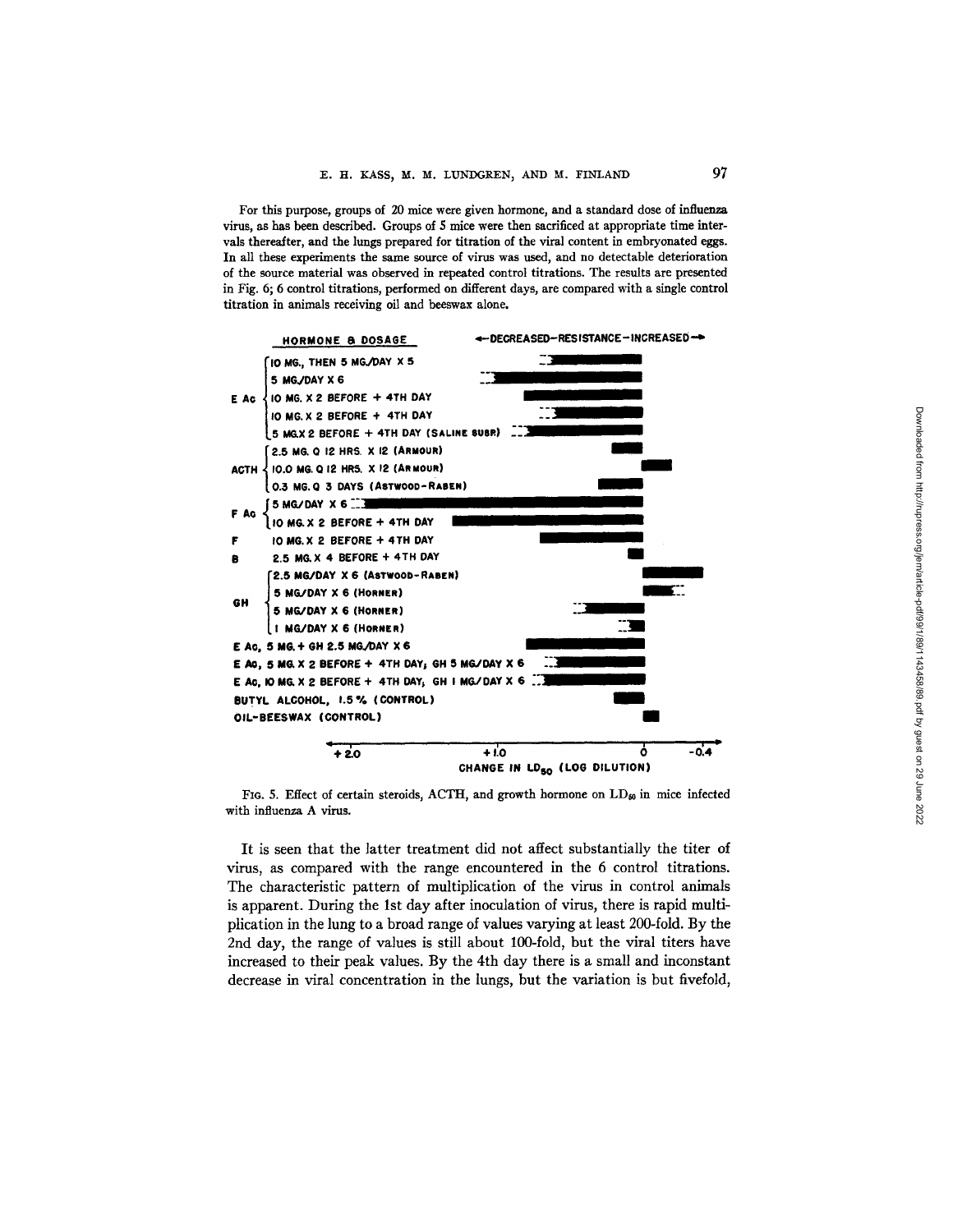For this purpose, groups of 20 mice were given hormone, and a standard dose of influenza virus, as has been described. Groups of 5 mice were then sacrificed at appropriate time intervals thereafter, and the lungs prepared for titration of the viral content in embryonated eggs. In all these experiments the same source of virus was used, and no detectable deterioration of the source material was observed in repeated control titrations. The results are presented in Fig. 6; 6 control titrations, performed on different days, are compared with a single control titration in animals receiving oil and beeswax alone.

FIG. 5. Effect of certain steroids, ACTH, and growth hormone on $LD_{50}$ in mice infected with influenza A virus.

It is seen that the latter treatment did not affect substantially the titer of virus, as compared with the range encountered in the 6 control titrations. The characteristic pattern of multiplication of the virus in control animals is apparent. During the 1st day after inoculation of virus, there is rapid multiplication in the lung to a broad range of values varying at least 200-fold. By the 2nd day, the range of values is still about 100-fold, but the viral titers have increased to their peak values. By the 4th day there is a small and inconstant decrease in viral concentration in the lungs, but the variation is but fivefold,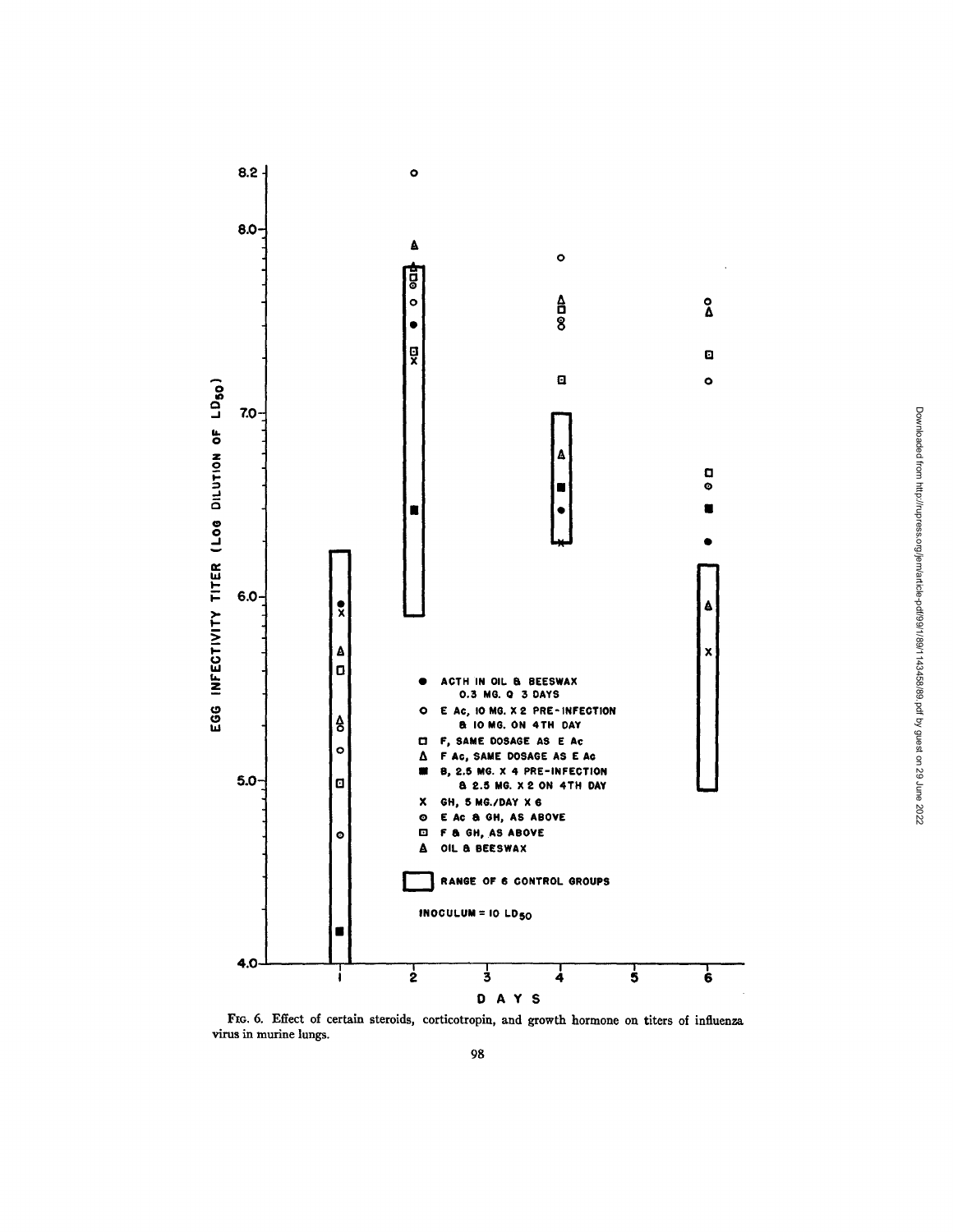FIG. 6. Effect of certain steroids, corticotropin, and growth hormone on titers of influenza virus in murine lungs.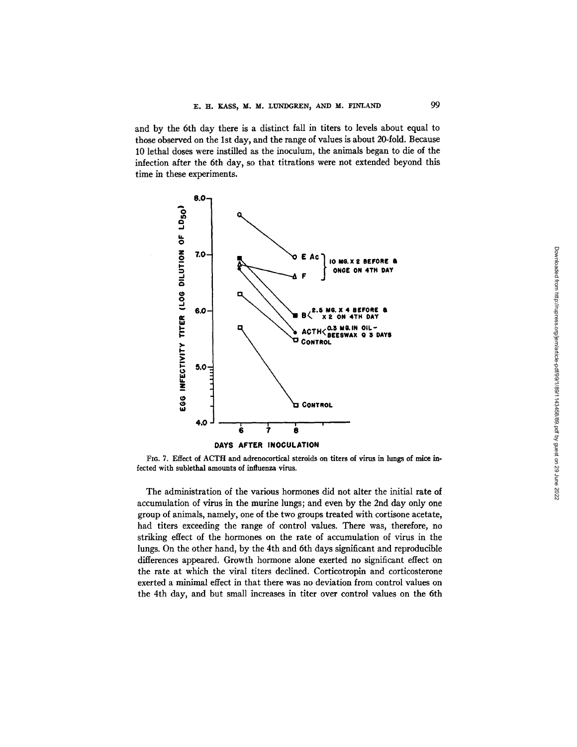and by the 6th day there is a distinct fall in titers to levels about equal to those observed on the 1st day, and the range of values is about 20-fold. Because 10 lethal doses were instilled as the inoculum, the animals began to die of the infection after the 6th day, so that titrations were not extended beyond this time in these experiments.

FIG. 7. Effect of ACTH and adrenocortical steroids on titers of virus in lungs of mice infected with sublethal amounts of influenza virus.

The administration of the various hormones did not alter the initial rate of accumulation of virus in the murine lungs; and even by the 2nd day only one group of animals, namely, one of the two groups treated with cortisone acetate, had titers exceeding the range of control values. There was, therefore, no striking effect of the hormones on the rate of accumulation of virus in the lungs. On the other hand, by the 4th and 6th days significant and reproducible differences appeared. Growth hormone alone exerted no significant effect on the rate at which the viral titers declined. Corticotropin and corticosterone exerted a minimal effect in that there was no deviation from control values on the 4th day, and but small increases in titer over control values on the 6th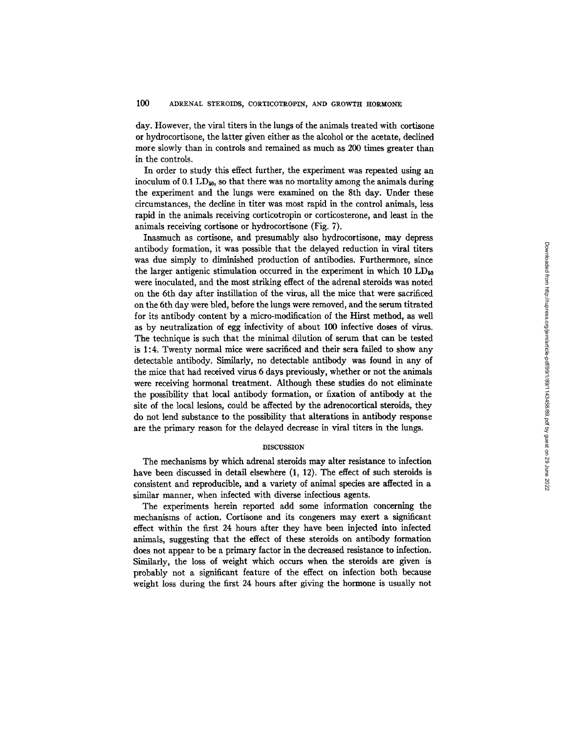day. However, the viral titers in the lungs of the animals treated with cortisone or hydrocortisone, the latter given either as the alcohol or the acetate, declined more slowly than in controls and remained as much as 200 times greater than in the controls.

In order to study this effect further, the experiment was repeated using an inoculum of 0.1 $LD_{50}$, so that there was no mortality among the animals during the experiment and the lungs were examined on the 8th day. Under these circumstances, the decline in titer was most rapid in the control animals, less rapid in the animals receiving corticotropin or corticosterone, and least in the animals receiving cortisone or hydrocortisone (Fig. 7).

Inasmuch as cortisone, and presumably also hydrocortisone, may depress antibody formation, it was possible that the delayed reduction in viral titers was due simply to diminished production of antibodies. Furthermore, since the larger antigenic stimulation occurred in the experiment in which 10 $LD_{50}$ were inoculated, and the most striking effect of the adrenal steroids was noted on the 6th day after instillation of the virus, all the mice that were sacrificed on the 6th day were bled, before the lungs were removed, and the serum titrated for its antibody content by a micro-modification of the Hirst method, as well as by neutralization of egg infectivity of about 100 infective doses of virus. The technique is such that the minimal dilution of serum that can be tested is 1:4. Twenty normal mice were sacrificed and their sera failed to show any detectable antibody. Similarly, no detectable antibody was found in any of the mice that had received virus 6 days previously, whether or not the animals were receiving hormonal treatment. Although these studies do not eliminate the possibility that local antibody formation, or fixation of antibody at the site of the local lesions, could be affected by the adrenocortical steroids, they do not lend substance to the possibility that alterations in antibody response are the primary reason for the delayed decrease in viral titers in the lungs.

## DISCUSSION

The mechanisms by which adrenal steroids may alter resistance to infection have been discussed in detail elsewhere (1, 12). The effect of such steroids is consistent and reproducible, and a variety of animal species are affected in a similar manner, when infected with diverse infectious agents.

The experiments herein reported add some information concerning the mechanisms of action. Cortisone and its congeners may exert a significant effect within the first 24 hours after they have been injected into infected animals, suggesting that the effect of these steroids on antibody formation does not appear to be a primary factor in the decreased resistance to infection. Similarly, the loss of weight which occurs when the steroids are given is probably not a significant feature of the effect on infection both because weight loss during the first 24 hours after giving the hormone is usually not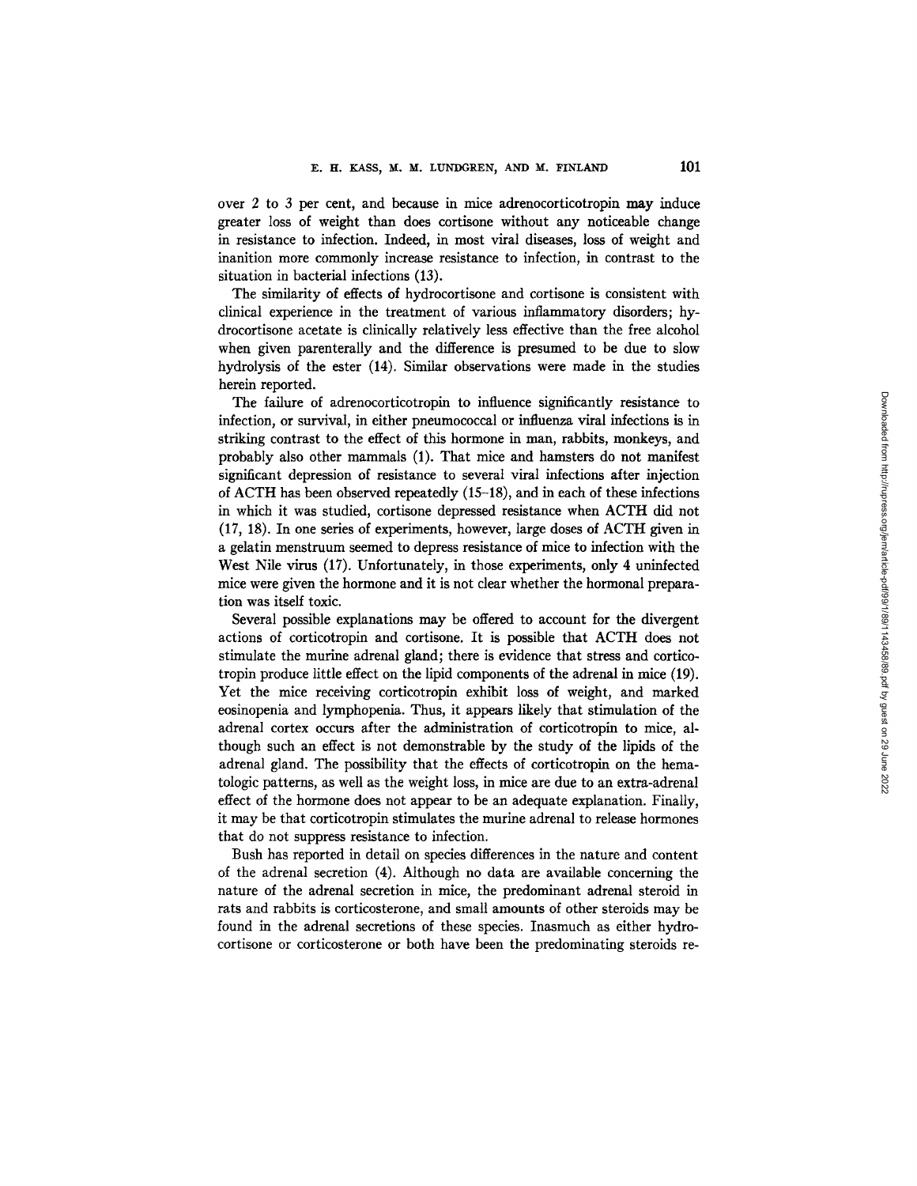over 2 to 3 per cent, and because in mice adrenocorticotropin may induce greater loss of weight than does cortisone without any noticeable change in resistance to infection. Indeed, in most viral diseases, loss of weight and inanition more commonly increase resistance to infection, in contrast to the situation in bacterial infections (13).

The similarity of effects of hydrocortisone and cortisone is consistent with clinical experience in the treatment of various inflammatory disorders; hydrocortisone acetate is clinically relatively less effective than the free alcohol when given parenterally and the difference is presumed to be due to slow hydrolysis of the ester (14). Similar observations were made in the studies herein reported.

The failure of adrenocorticotropin to influence significantly resistance to infection, or survival, in either pneumococcal or influenza viral infections is in striking contrast to the effect of this hormone in man, rabbits, monkeys, and probably also other mammals (1). That mice and hamsters do not manifest significant depression of resistance to several viral infections after injection of ACTH has been observed repeatedly (15–18), and in each of these infections in which it was studied, cortisone depressed resistance when ACTH did not (17, 18). In one series of experiments, however, large doses of ACTH given in a gelatin menstruum seemed to depress resistance of mice to infection with the West Nile virus (17). Unfortunately, in those experiments, only 4 uninfected mice were given the hormone and it is not clear whether the hormonal preparation was itself toxic.

Several possible explanations may be offered to account for the divergent actions of corticotropin and cortisone. It is possible that ACTH does not stimulate the murine adrenal gland; there is evidence that stress and corticotropin produce little effect on the lipid components of the adrenal in mice (19). Yet the mice receiving corticotropin exhibit loss of weight, and marked eosinopenia and lymphopenia. Thus, it appears likely that stimulation of the adrenal cortex occurs after the administration of corticotropin to mice, although such an effect is not demonstrable by the study of the lipids of the adrenal gland. The possibility that the effects of corticotropin on the hematologic patterns, as well as the weight loss, in mice are due to an extra-adrenal effect of the hormone does not appear to be an adequate explanation. Finally, it may be that corticotropin stimulates the murine adrenal to release hormones that do not suppress resistance to infection.

Bush has reported in detail on species differences in the nature and content of the adrenal secretion (4). Although no data are available concerning the nature of the adrenal secretion in mice, the predominant adrenal steroid in rats and rabbits is corticosterone, and small amounts of other steroids may be found in the adrenal secretions of these species. Inasmuch as either hydrocortisone or corticosterone or both have been the predominating steroids re-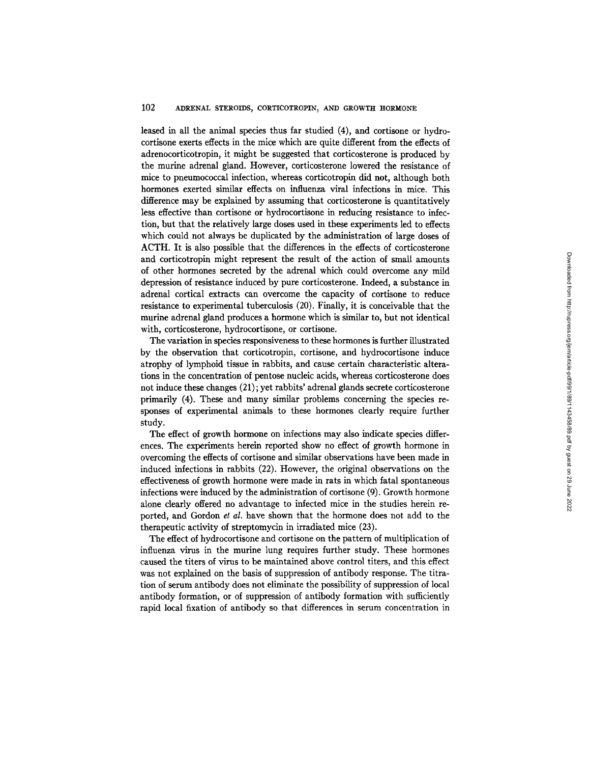leased in all the animal species thus far studied (4), and cortisone or hydrocortisone exerts effects in the mice which are quite different from the effects of adrenocorticotropin, it might be suggested that corticosterone is produced by the murine adrenal gland. However, corticosterone lowered the resistance of mice to pneumococcal infection, whereas corticotropin did not, although both hormones exerted similar effects on influenza viral infections in mice. This difference may be explained by assuming that corticosterone is quantitatively less effective than cortisone or hydrocortisone in reducing resistance to infection, but that the relatively large doses used in these experiments led to effects which could not always be duplicated by the administration of large doses of ACTH. It is also possible that the differences in the effects of corticosterone and corticotropin might represent the result of the action of small amounts of other hormones secreted by the adrenal which could overcome any mild depression of resistance induced by pure corticosterone. Indeed, a substance in adrenal cortical extracts can overcome the capacity of cortisone to reduce resistance to experimental tuberculosis (20). Finally, it is conceivable that the murine adrenal gland produces a hormone which is similar to, but not identical with, corticosterone, hydrocortisone, or cortisone.

The variation in species responsiveness to these hormones is further illustrated by the observation that corticotropin, cortisone, and hydrocortisone induce atrophy of lymphoid tissue in rabbits, and cause certain characteristic alterations in the concentration of pentose nucleic acids, whereas corticosterone does not induce these changes (21); yet rabbits' adrenal glands secrete corticosterone primarily (4). These and many similar problems concerning the species responses of experimental animals to these hormones clearly require further study.

The effect of growth hormone on infections may also indicate species differences. The experiments herein reported show no effect of growth hormone in overcoming the effects of cortisone and similar observations have been made in induced infections in rabbits (22). However, the original observations on the effectiveness of growth hormone were made in rats in which fatal spontaneous infections were induced by the administration of cortisone (9). Growth hormone alone clearly offered no advantage to infected mice in the studies herein reported, and Gordon *et al.* have shown that the hormone does not add to the therapeutic activity of streptomycin in irradiated mice (23).

The effect of hydrocortisone and cortisone on the pattern of multiplication of influenza virus in the murine lung requires further study. These hormones caused the titers of virus to be maintained above control titers, and this effect was not explained on the basis of suppression of antibody response. The titration of serum antibody does not eliminate the possibility of suppression of local antibody formation, or of suppression of antibody formation with sufficiently rapid local fixation of antibody so that differences in serum concentration in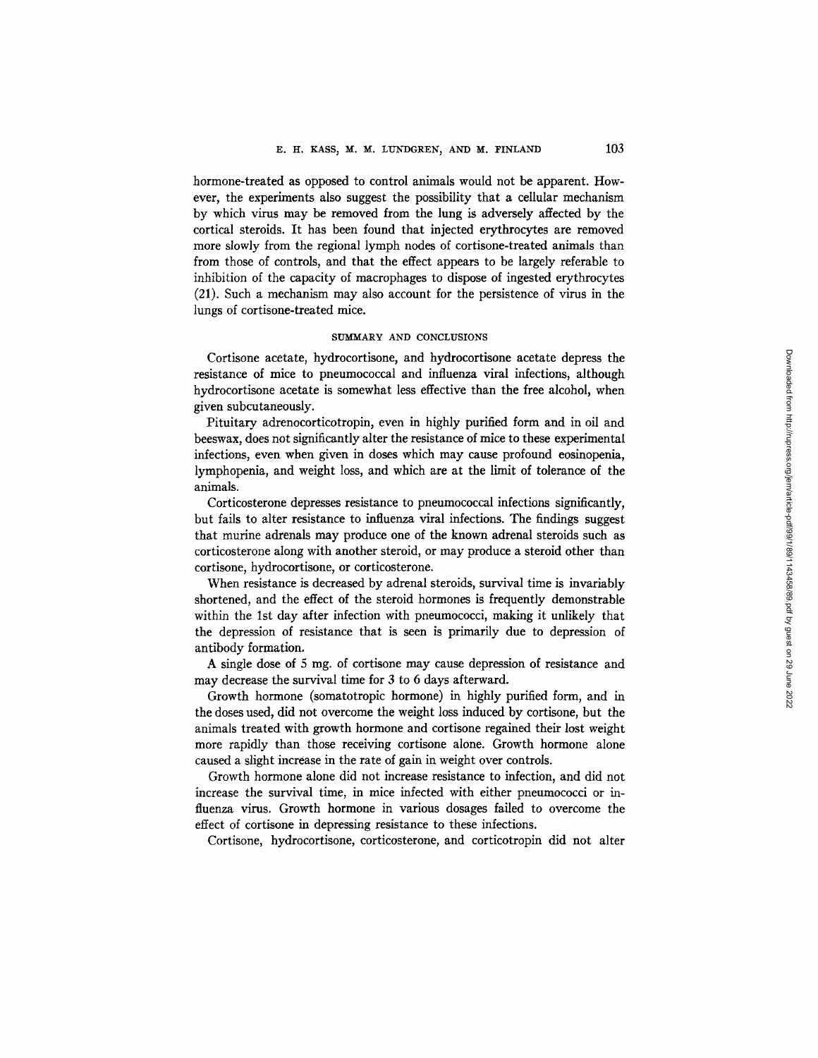hormone-treated as opposed to control animals would not be apparent. However, the experiments also suggest the possibility that a cellular mechanism by which virus may be removed from the lung is adversely affected by the cortical steroids. It has been found that injected erythrocytes are removed more slowly from the regional lymph nodes of cortisone-treated animals than from those of controls, and that the effect appears to be largely referable to inhibition of the capacity of macrophages to dispose of ingested erythrocytes (21). Such a mechanism may also account for the persistence of virus in the lungs of cortisone-treated mice.

## SUMMARY AND CONCLUSIONS

Cortisone acetate, hydrocortisone, and hydrocortisone acetate depress the resistance of mice to pneumococcal and influenza viral infections, although hydrocortisone acetate is somewhat less effective than the free alcohol, when given subcutaneously.

Pituitary adrenocorticotropin, even in highly purified form and in oil and beeswax, does not significantly alter the resistance of mice to these experimental infections, even when given in doses which may cause profound eosinopenia, lymphopenia, and weight loss, and which are at the limit of tolerance of the animals.

Corticosterone depresses resistance to pneumococcal infections significantly, but fails to alter resistance to influenza viral infections. The findings suggest that murine adrenals may produce one of the known adrenal steroids such as corticosterone along with another steroid, or may produce a steroid other than cortisone, hydrocortisone, or corticosterone.

When resistance is decreased by adrenal steroids, survival time is invariably shortened, and the effect of the steroid hormones is frequently demonstrable within the 1st day after infection with pneumococci, making it unlikely that the depression of resistance that is seen is primarily due to depression of antibody formation.

A single dose of 5 mg. of cortisone may cause depression of resistance and may decrease the survival time for 3 to 6 days afterward.

Growth hormone (somatotropic hormone) in highly purified form, and in the doses used, did not overcome the weight loss induced by cortisone, but the animals treated with growth hormone and cortisone regained their lost weight more rapidly than those receiving cortisone alone. Growth hormone alone caused a slight increase in the rate of gain in weight over controls.

Growth hormone alone did not increase resistance to infection, and did not increase the survival time, in mice infected with either pneumococci or influenza virus. Growth hormone in various dosages failed to overcome the effect of cortisone in depressing resistance to these infections.

Cortisone, hydrocortisone, corticosterone, and corticotropin did not alter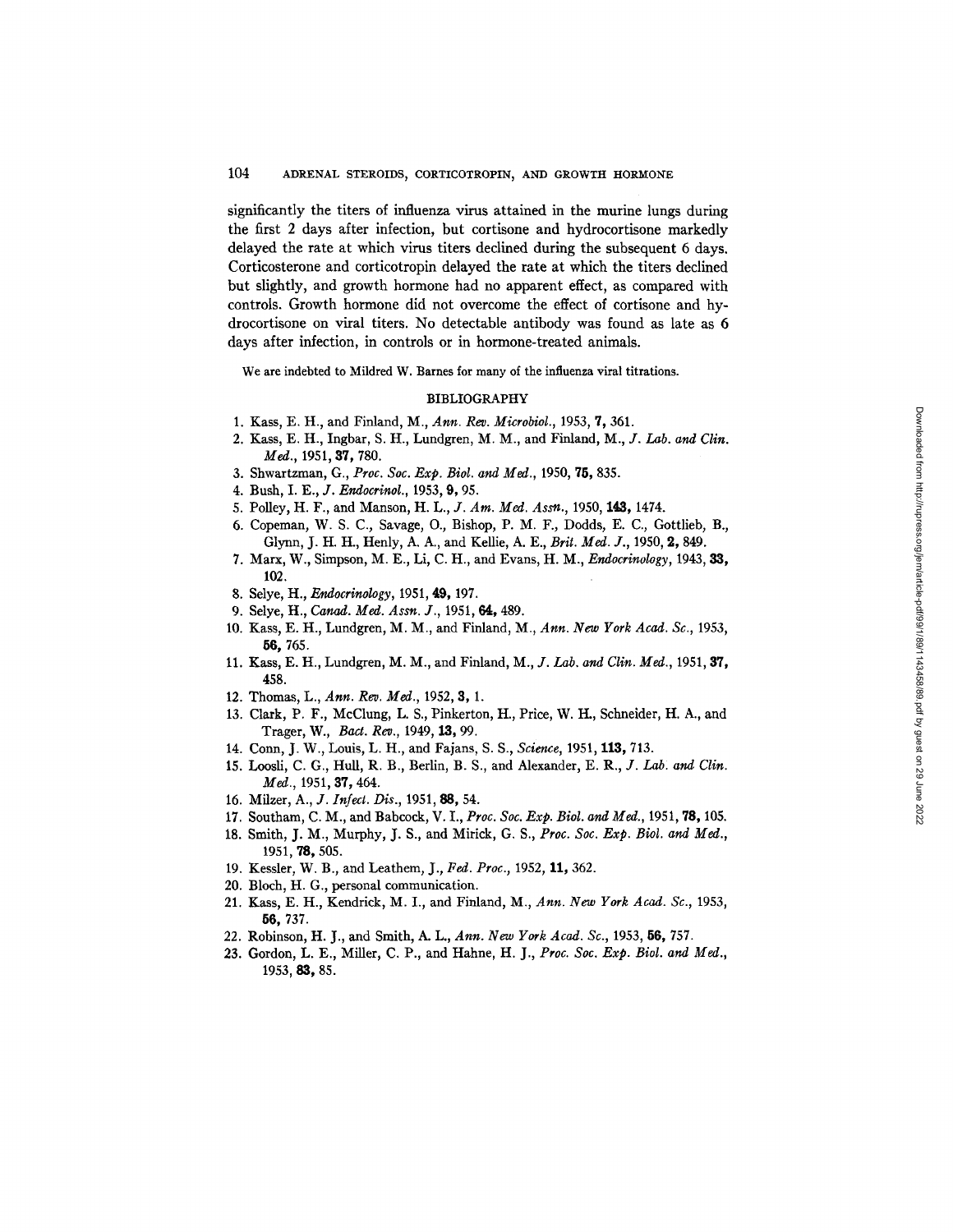significantly the titers of influenza virus attained in the murine lungs during the first 2 days after infection, but cortisone and hydrocortisone markedly delayed the rate at which virus titers declined during the subsequent 6 days. Corticosterone and corticotropin delayed the rate at which the titers declined but slightly, and growth hormone had no apparent effect, as compared with controls. Growth hormone did not overcome the effect of cortisone and hydrocortisone on viral titers. No detectable antibody was found as late as 6 days after infection, in controls or in hormone-treated animals.

We are indebted to Mildred W. Barnes for many of the influenza viral titrations.

## BIBLIOGRAPHY

1. Kass, E. H., and Finland, M., *Ann. Rev. Microbiol.*, 1953, **7**, 361.
2. Kass, E. H., Ingbar, S. H., Lundgren, M. M., and Finland, M., *J. Lab. and Clin. Med.*, 1951, **37**, 780.
3. Shwartzman, G., *Proc. Soc. Exp. Biol. and Med.*, 1950, **75**, 835.
4. Bush, I. E., *J. Endocrinol.*, 1953, **9**, 95.
5. Polley, H. F., and Manson, H. L., *J. Am. Med. Assn.*, 1950, **143**, 1474.
6. Copeman, W. S. C., Savage, O., Bishop, P. M. F., Dodds, E. C., Gottlieb, B., Glynn, J. H. H., Henly, A. A., and Kellie, A. E., *Brit. Med. J.*, 1950, **2**, 849.
7. Marx, W., Simpson, M. E., Li, C. H., and Evans, H. M., *Endocrinology*, 1943, **33**, 102.
8. Selye, H., *Endocrinology*, 1951, **49**, 197.
9. Selye, H., *Canad. Med. Assn. J.*, 1951, **64**, 489.
10. Kass, E. H., Lundgren, M. M., and Finland, M., *Ann. New York Acad. Sc.*, 1953, **56**, 765.
11. Kass, E. H., Lundgren, M. M., and Finland, M., *J. Lab. and Clin. Med.*, 1951, **37**, 458.
12. Thomas, L., *Ann. Rev. Med.*, 1952, **3**, 1.
13. Clark, P. F., McClung, L. S., Pinkerton, H., Price, W. H., Schneider, H. A., and Trager, W., *Bact. Rev.*, 1949, **13**, 99.
14. Conn, J. W., Louis, L. H., and Fajans, S. S., *Science*, 1951, **113**, 713.
15. Loosli, C. G., Hull, R. B., Berlin, B. S., and Alexander, E. R., *J. Lab. and Clin. Med.*, 1951, **37**, 464.
16. Milzer, A., *J. Infect. Dis.*, 1951, **88**, 54.
17. Southam, C. M., and Babcock, V. I., *Proc. Soc. Exp. Biol. and Med.*, 1951, **78**, 105.
18. Smith, J. M., Murphy, J. S., and Mirick, G. S., *Proc. Soc. Exp. Biol. and Med.*, 1951, **78**, 505.
19. Kessler, W. B., and Leathem, J., *Fed. Proc.*, 1952, **11**, 362.
20. Bloch, H. G., personal communication.
21. Kass, E. H., Kendrick, M. I., and Finland, M., *Ann. New York Acad. Sc.*, 1953, **56**, 737.
22. Robinson, H. J., and Smith, A. L., *Ann. New York Acad. Sc.*, 1953, **56**, 757.
23. Gordon, L. E., Miller, C. P., and Hahne, H. J., *Proc. Soc. Exp. Biol. and Med.*, 1953, **83**, 85.